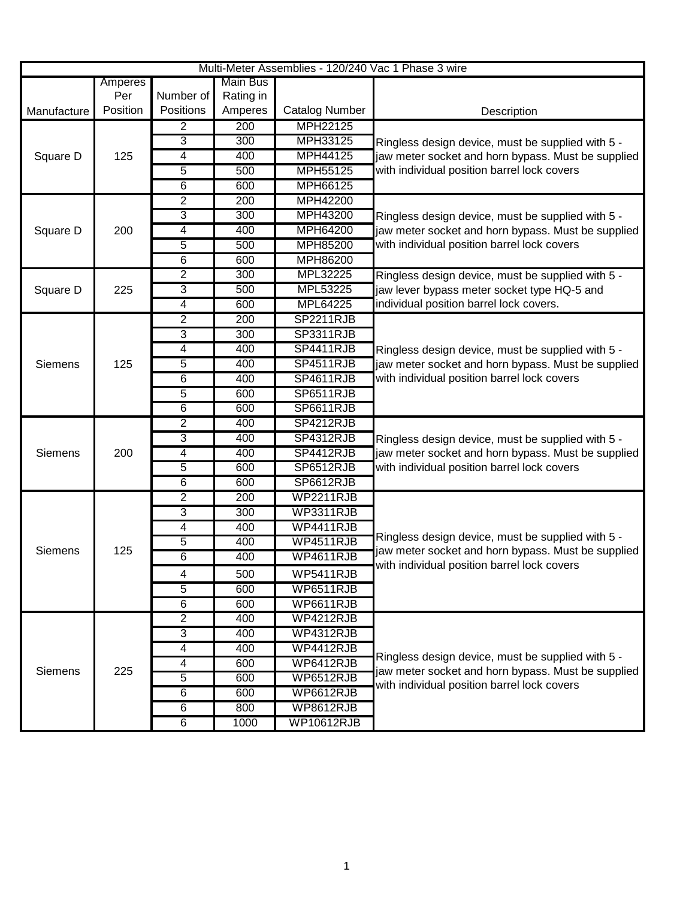| Multi-Meter Assemblies - 120/240 Vac 1 Phase 3 wire | | | | | |
|---|---|---|---|---|---|
| Manufacture | Amperes Per Position | Number of Positions | Main Bus Rating in Amperes | Catalog Number | Description |
| Square D | 125 | 2 | 200 | MPH22125 | Ringless design device, must be supplied with 5 - jaw meter socket and horn bypass. Must be supplied with individual position barrel lock covers |
| | | 3 | 300 | MPH33125 | |
| | | 4 | 400 | MPH44125 | |
| | | 5 | 500 | MPH55125 | |
| | | 6 | 600 | MPH66125 | |
| Square D | 200 | 2 | 200 | MPH42200 | Ringless design device, must be supplied with 5 - jaw meter socket and horn bypass. Must be supplied with individual position barrel lock covers |
| | | 3 | 300 | MPH43200 | |
| | | 4 | 400 | MPH64200 | |
| | | 5 | 500 | MPH85200 | |
| | | 6 | 600 | MPH86200 | |
| Square D | 225 | 2 | 300 | MPL32225 | Ringless design device, must be supplied with 5 - jaw lever bypass meter socket type HQ-5 and individual position barrel lock covers. |
| | | 3 | 500 | MPL53225 | |
| | | 4 | 600 | MPL64225 | |
| Siemens | 125 | 2 | 200 | SP2211RJB | Ringless design device, must be supplied with 5 - jaw meter socket and horn bypass. Must be supplied with individual position barrel lock covers |
| | | 3 | 300 | SP3311RJB | |
| | | 4 | 400 | SP4411RJB | |
| | | 5 | 400 | SP4511RJB | |
| | | 6 | 400 | SP4611RJB | |
| | | 5 | 600 | SP6511RJB | |
| | | 6 | 600 | SP6611RJB | |
| Siemens | 200 | 2 | 400 | SP4212RJB | Ringless design device, must be supplied with 5 - jaw meter socket and horn bypass. Must be supplied with individual position barrel lock covers |
| | | 3 | 400 | SP4312RJB | |
| | | 4 | 400 | SP4412RJB | |
| | | 5 | 600 | SP6512RJB | |
| | | 6 | 600 | SP6612RJB | |
| Siemens | 125 | 2 | 200 | WP2211RJB | Ringless design device, must be supplied with 5 - jaw meter socket and horn bypass. Must be supplied with individual position barrel lock covers |
| | | 3 | 300 | WP3311RJB | |
| | | 4 | 400 | WP4411RJB | |
| | | 5 | 400 | WP4511RJB | |
| | | 6 | 400 | WP4611RJB | |
| | | 4 | 500 | WP5411RJB | |
| | | 5 | 600 | WP6511RJB | |
| | | 6 | 600 | WP6611RJB | |
| Siemens | 225 | 2 | 400 | WP4212RJB | Ringless design device, must be supplied with 5 - jaw meter socket and horn bypass. Must be supplied with individual position barrel lock covers |
| | | 3 | 400 | WP4312RJB | |
| | | 4 | 400 | WP4412RJB | |
| | | 4 | 600 | WP6412RJB | |
| | | 5 | 600 | WP6512RJB | |
| | | 6 | 600 | WP6612RJB | |
| | | 6 | 800 | WP8612RJB | |
| | | 6 | 1000 | WP10612RJB | |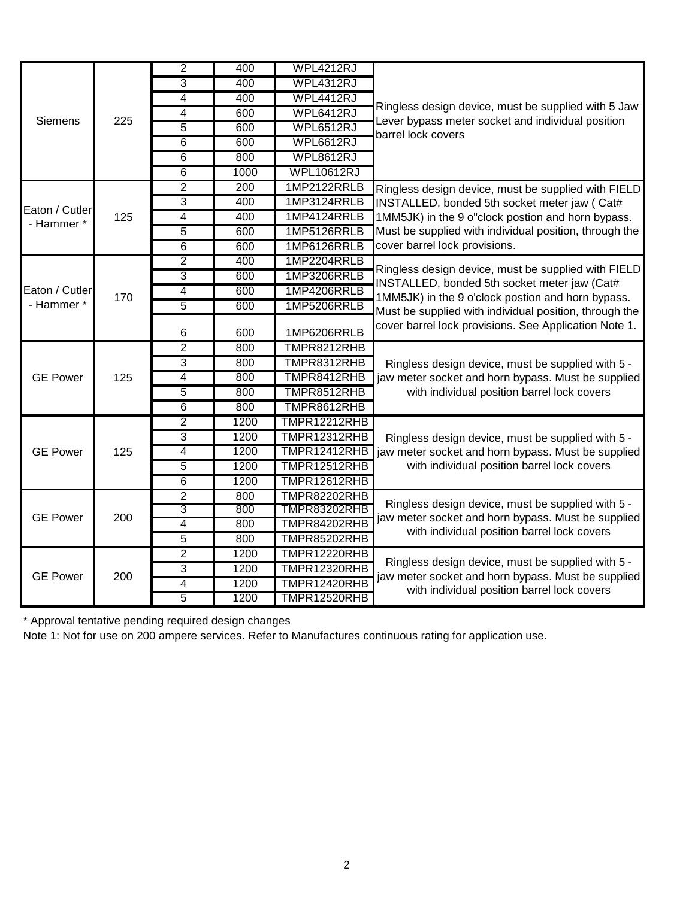| | | | | | |
|---|---|---|---|---|---|
| Siemens | 225 | 2 | 400 | WPL4212RJ | Ringless design device, must be supplied with 5 Jaw Lever bypass meter socket and individual position barrel lock covers |
| | | 3 | 400 | WPL4312RJ | |
| | | 4 | 400 | WPL4412RJ | |
| | | 4 | 600 | WPL6412RJ | |
| | | 5 | 600 | WPL6512RJ | |
| | | 6 | 600 | WPL6612RJ | |
| | | 6 | 800 | WPL8612RJ | |
| | | 6 | 1000 | WPL10612RJ | |
| Eaton / Cutler - Hammer * | 125 | 2 | 200 | 1MP2122RRLB | Ringless design device, must be supplied with FIELD INSTALLED, bonded 5th socket meter jaw ( Cat# 1MM5JK) in the 9 o"clock postion and horn bypass. Must be supplied with individual position, through the cover barrel lock provisions. |
| | | 3 | 400 | 1MP3124RRLB | |
| | | 4 | 400 | 1MP4124RRLB | |
| | | 5 | 600 | 1MP5126RRLB | |
| | | 6 | 600 | 1MP6126RRLB | |
| Eaton / Cutler - Hammer * | 170 | 2 | 400 | 1MP2204RRLB | Ringless design device, must be supplied with FIELD INSTALLED, bonded 5th socket meter jaw (Cat# 1MM5JK) in the 9 o'clock postion and horn bypass. Must be supplied with individual position, through the cover barrel lock provisions. See Application Note 1. |
| | | 3 | 600 | 1MP3206RRLB | |
| | | 4 | 600 | 1MP4206RRLB | |
| | | 5 | 600 | 1MP5206RRLB | |
| | | 6 | 600 | 1MP6206RRLB | |
| GE Power | 125 | 2 | 800 | TMPR8212RHB | Ringless design device, must be supplied with 5 - jaw meter socket and horn bypass. Must be supplied with individual position barrel lock covers |
| | | 3 | 800 | TMPR8312RHB | |
| | | 4 | 800 | TMPR8412RHB | |
| | | 5 | 800 | TMPR8512RHB | |
| | | 6 | 800 | TMPR8612RHB | |
| GE Power | 125 | 2 | 1200 | TMPR12212RHB | Ringless design device, must be supplied with 5 - jaw meter socket and horn bypass. Must be supplied with individual position barrel lock covers |
| | | 3 | 1200 | TMPR12312RHB | |
| | | 4 | 1200 | TMPR12412RHB | |
| | | 5 | 1200 | TMPR12512RHB | |
| | | 6 | 1200 | TMPR12612RHB | |
| GE Power | 200 | 2 | 800 | TMPR82202RHB | Ringless design device, must be supplied with 5 - jaw meter socket and horn bypass. Must be supplied with individual position barrel lock covers |
| | | 3 | 800 | TMPR83202RHB | |
| | | 4 | 800 | TMPR84202RHB | |
| | | 5 | 800 | TMPR85202RHB | |
| GE Power | 200 | 2 | 1200 | TMPR12220RHB | Ringless design device, must be supplied with 5 - jaw meter socket and horn bypass. Must be supplied with individual position barrel lock covers |
| | | 3 | 1200 | TMPR12320RHB | |
| | | 4 | 1200 | TMPR12420RHB | |
| | | 5 | 1200 | TMPR12520RHB | |

* Approval tentative pending required design changes

Note 1: Not for use on 200 ampere services. Refer to Manufactures continuous rating for application use.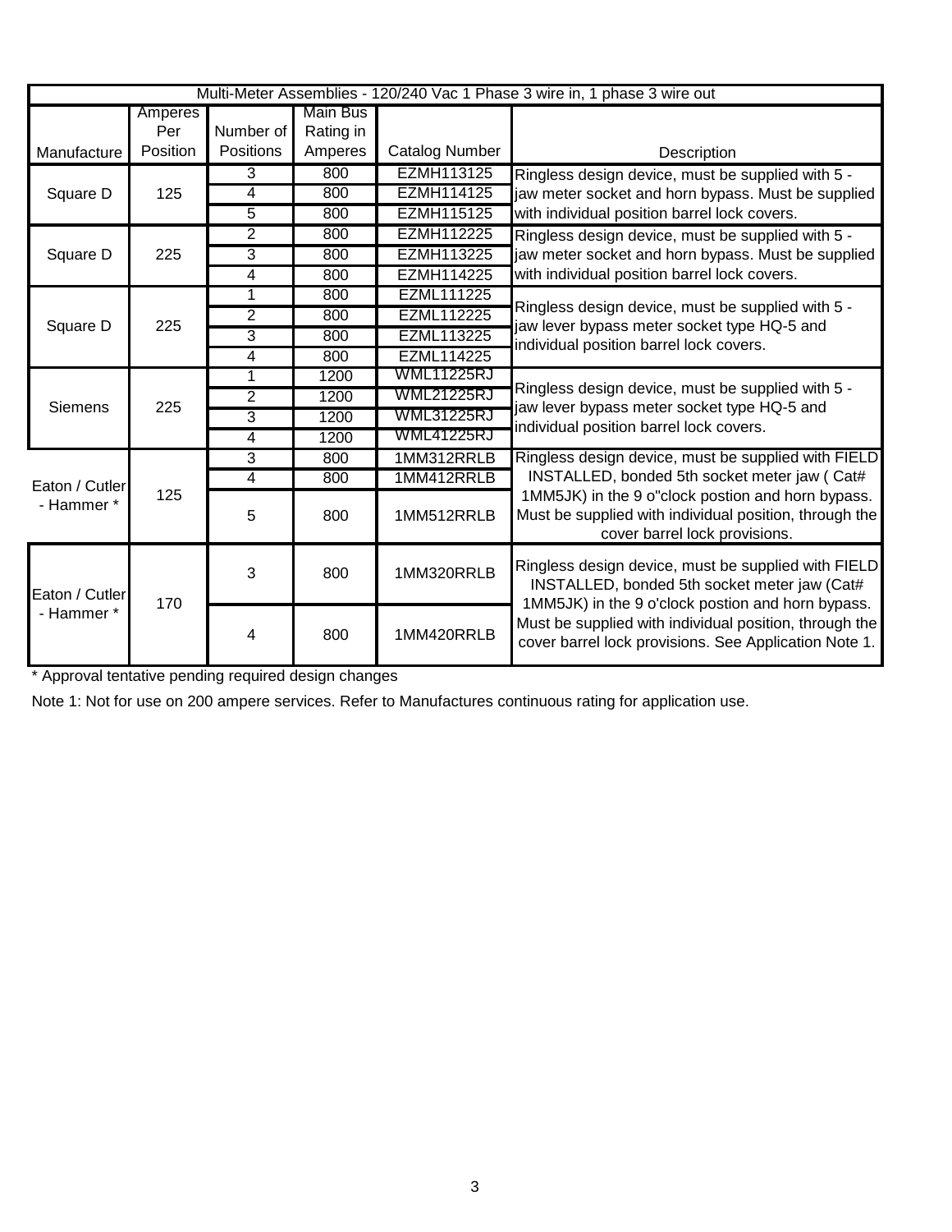| Multi-Meter Assemblies - 120/240 Vac 1 Phase 3 wire in, 1 phase 3 wire out | | | | | |
|---|---|---|---|---|---|
| Manufacture | Amperes Per Position | Number of Positions | Main Bus Rating in Amperes | Catalog Number | Description |
| Square D | 125 | 3 | 800 | EZMH113125 | Ringless design device, must be supplied with 5 - jaw meter socket and horn bypass. Must be supplied with individual position barrel lock covers. |
| | | 4 | 800 | EZMH114125 | |
| | | 5 | 800 | EZMH115125 | |
| Square D | 225 | 2 | 800 | EZMH112225 | Ringless design device, must be supplied with 5 - jaw meter socket and horn bypass. Must be supplied with individual position barrel lock covers. |
| | | 3 | 800 | EZMH113225 | |
| | | 4 | 800 | EZMH114225 | |
| Square D | 225 | 1 | 800 | EZML111225 | Ringless design device, must be supplied with 5 - jaw lever bypass meter socket type HQ-5 and individual position barrel lock covers. |
| | | 2 | 800 | EZML112225 | |
| | | 3 | 800 | EZML113225 | |
| | | 4 | 800 | EZML114225 | |
| Siemens | 225 | 1 | 1200 | WML11225RJ | Ringless design device, must be supplied with 5 - jaw lever bypass meter socket type HQ-5 and individual position barrel lock covers. |
| | | 2 | 1200 | WML21225RJ | |
| | | 3 | 1200 | WML31225RJ | |
| | | 4 | 1200 | WML41225RJ | |
| Eaton / Cutler - Hammer * | 125 | 3 | 800 | 1MM312RRLB | Ringless design device, must be supplied with FIELD INSTALLED, bonded 5th socket meter jaw ( Cat# 1MM5JK) in the 9 o"clock postion and horn bypass. Must be supplied with individual position, through the cover barrel lock provisions. |
| | | 4 | 800 | 1MM412RRLB | |
| | | 5 | 800 | 1MM512RRLB | |
| Eaton / Cutler - Hammer * | 170 | 3 | 800 | 1MM320RRLB | Ringless design device, must be supplied with FIELD INSTALLED, bonded 5th socket meter jaw (Cat# 1MM5JK) in the 9 o'clock postion and horn bypass. Must be supplied with individual position, through the cover barrel lock provisions. See Application Note 1. |
| | | 4 | 800 | 1MM420RRLB | |

* Approval tentative pending required design changes

Note 1: Not for use on 200 ampere services. Refer to Manufactures continuous rating for application use.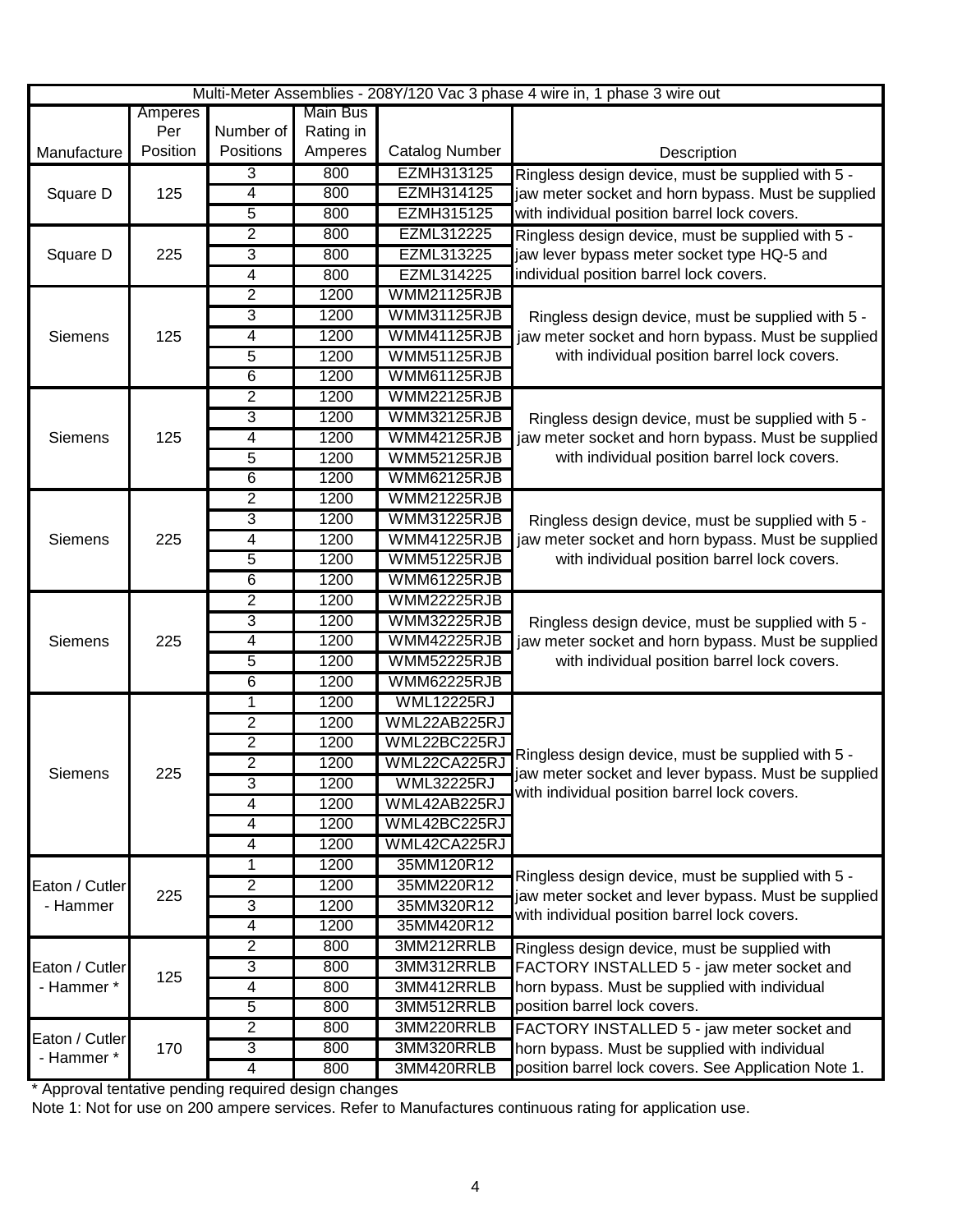| Multi-Meter Assemblies - 208Y/120 Vac 3 phase 4 wire in, 1 phase 3 wire out | | | | | |
|---|---|---|---|---|---|
| Manufacture | Amperes Per Position | Number of Positions | Main Bus Rating in Amperes | Catalog Number | Description |
| Square D | 125 | 3 | 800 | EZMH313125 | Ringless design device, must be supplied with 5 - jaw meter socket and horn bypass. Must be supplied with individual position barrel lock covers. |
| | | 4 | 800 | EZMH314125 | |
| | | 5 | 800 | EZMH315125 | |
| Square D | 225 | 2 | 800 | EZML312225 | Ringless design device, must be supplied with 5 - jaw lever bypass meter socket type HQ-5 and individual position barrel lock covers. |
| | | 3 | 800 | EZML313225 | |
| | | 4 | 800 | EZML314225 | |
| Siemens | 125 | 2 | 1200 | WMM21125RJB | Ringless design device, must be supplied with 5 - jaw meter socket and horn bypass. Must be supplied with individual position barrel lock covers. |
| | | 3 | 1200 | WMM31125RJB | |
| | | 4 | 1200 | WMM41125RJB | |
| | | 5 | 1200 | WMM51125RJB | |
| | | 6 | 1200 | WMM61125RJB | |
| Siemens | 125 | 2 | 1200 | WMM22125RJB | Ringless design device, must be supplied with 5 - jaw meter socket and horn bypass. Must be supplied with individual position barrel lock covers. |
| | | 3 | 1200 | WMM32125RJB | |
| | | 4 | 1200 | WMM42125RJB | |
| | | 5 | 1200 | WMM52125RJB | |
| | | 6 | 1200 | WMM62125RJB | |
| Siemens | 225 | 2 | 1200 | WMM21225RJB | Ringless design device, must be supplied with 5 - jaw meter socket and horn bypass. Must be supplied with individual position barrel lock covers. |
| | | 3 | 1200 | WMM31225RJB | |
| | | 4 | 1200 | WMM41225RJB | |
| | | 5 | 1200 | WMM51225RJB | |
| | | 6 | 1200 | WMM61225RJB | |
| Siemens | 225 | 2 | 1200 | WMM22225RJB | Ringless design device, must be supplied with 5 - jaw meter socket and horn bypass. Must be supplied with individual position barrel lock covers. |
| | | 3 | 1200 | WMM32225RJB | |
| | | 4 | 1200 | WMM42225RJB | |
| | | 5 | 1200 | WMM52225RJB | |
| | | 6 | 1200 | WMM62225RJB | |
| Siemens | 225 | 1 | 1200 | WML12225RJ | Ringless design device, must be supplied with 5 - jaw meter socket and lever bypass. Must be supplied with individual position barrel lock covers. |
| | | 2 | 1200 | WML22AB225RJ | |
| | | 2 | 1200 | WML22BC225RJ | |
| | | 2 | 1200 | WML22CA225RJ | |
| | | 3 | 1200 | WML32225RJ | |
| | | 4 | 1200 | WML42AB225RJ | |
| | | 4 | 1200 | WML42BC225RJ | |
| | | 4 | 1200 | WML42CA225RJ | |
| Eaton / Cutler - Hammer | 225 | 1 | 1200 | 35MM120R12 | Ringless design device, must be supplied with 5 - jaw meter socket and lever bypass. Must be supplied with individual position barrel lock covers. |
| | | 2 | 1200 | 35MM220R12 | |
| | | 3 | 1200 | 35MM320R12 | |
| | | 4 | 1200 | 35MM420R12 | |
| Eaton / Cutler - Hammer * | 125 | 2 | 800 | 3MM212RRLB | Ringless design device, must be supplied with FACTORY INSTALLED 5 - jaw meter socket and horn bypass. Must be supplied with individual position barrel lock covers. |
| | | 3 | 800 | 3MM312RRLB | |
| | | 4 | 800 | 3MM412RRLB | |
| | | 5 | 800 | 3MM512RRLB | |
| Eaton / Cutler - Hammer * | 170 | 2 | 800 | 3MM220RRLB | FACTORY INSTALLED 5 - jaw meter socket and horn bypass. Must be supplied with individual position barrel lock covers. See Application Note 1. |
| | | 3 | 800 | 3MM320RRLB | |
| | | 4 | 800 | 3MM420RRLB | |

* Approval tentative pending required design changes

Note 1: Not for use on 200 ampere services. Refer to Manufactures continuous rating for application use.